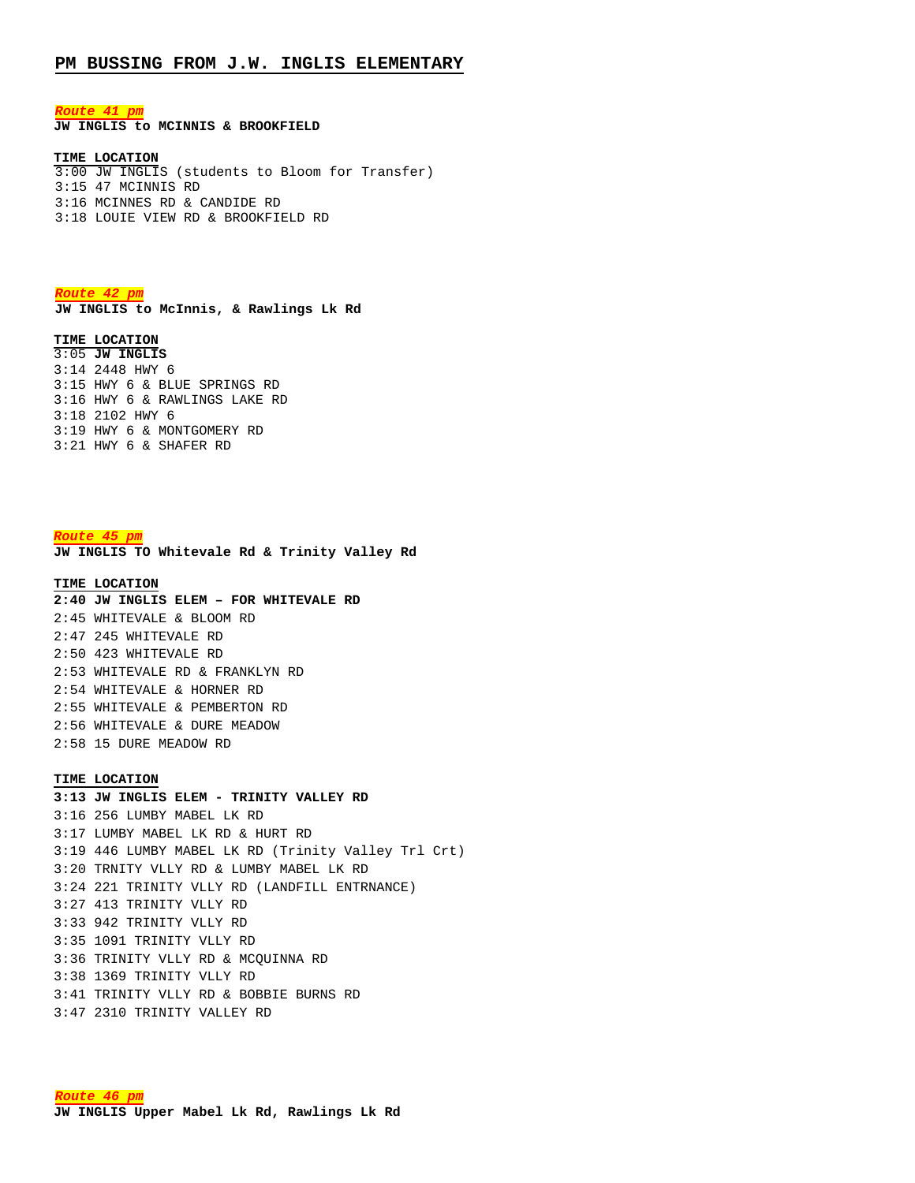# PM BUSSING FROM J.W. INGLIS ELEMENTARY

***Route 41 pm***

**JW INGLIS to MCINNIS & BROOKFIELD**

| TIME | LOCATION |
|---|---|
| 3:00 | JW INGLIS (students to Bloom for Transfer) |
| 3:15 | 47 MCINNIS RD |
| 3:16 | MCINNES RD & CANDIDE RD |
| 3:18 | LOUIE VIEW RD & BROOKFIELD RD |

***Route 42 pm***

**JW INGLIS to McInnis, & Rawlings Lk Rd**

| TIME | LOCATION |
|---|---|
| 3:05 | **JW INGLIS** |
| 3:14 | 2448 HWY 6 |
| 3:15 | HWY 6 & BLUE SPRINGS RD |
| 3:16 | HWY 6 & RAWLINGS LAKE RD |
| 3:18 | 2102 HWY 6 |
| 3:19 | HWY 6 & MONTGOMERY RD |
| 3:21 | HWY 6 & SHAFER RD |

***Route 45 pm***

**JW INGLIS TO Whitevale Rd & Trinity Valley Rd**

| TIME | LOCATION |
|---|---|
| **2:40** | **JW INGLIS ELEM – FOR WHITEVALE RD** |
| 2:45 | WHITEVALE & BLOOM RD |
| 2:47 | 245 WHITEVALE RD |
| 2:50 | 423 WHITEVALE RD |
| 2:53 | WHITEVALE RD & FRANKLYN RD |
| 2:54 | WHITEVALE & HORNER RD |
| 2:55 | WHITEVALE & PEMBERTON RD |
| 2:56 | WHITEVALE & DURE MEADOW |
| 2:58 | 15 DURE MEADOW RD |

| TIME | LOCATION |
|---|---|
| **3:13** | **JW INGLIS ELEM - TRINITY VALLEY RD** |
| 3:16 | 256 LUMBY MABEL LK RD |
| 3:17 | LUMBY MABEL LK RD & HURT RD |
| 3:19 | 446 LUMBY MABEL LK RD (Trinity Valley Trl Crt) |
| 3:20 | TRNITY VLLY RD & LUMBY MABEL LK RD |
| 3:24 | 221 TRINITY VLLY RD (LANDFILL ENTRNANCE) |
| 3:27 | 413 TRINITY VLLY RD |
| 3:33 | 942 TRINITY VLLY RD |
| 3:35 | 1091 TRINITY VLLY RD |
| 3:36 | TRINITY VLLY RD & MCQUINNA RD |
| 3:38 | 1369 TRINITY VLLY RD |
| 3:41 | TRINITY VLLY RD & BOBBIE BURNS RD |
| 3:47 | 2310 TRINITY VALLEY RD |

***Route 46 pm***

**JW INGLIS Upper Mabel Lk Rd, Rawlings Lk Rd**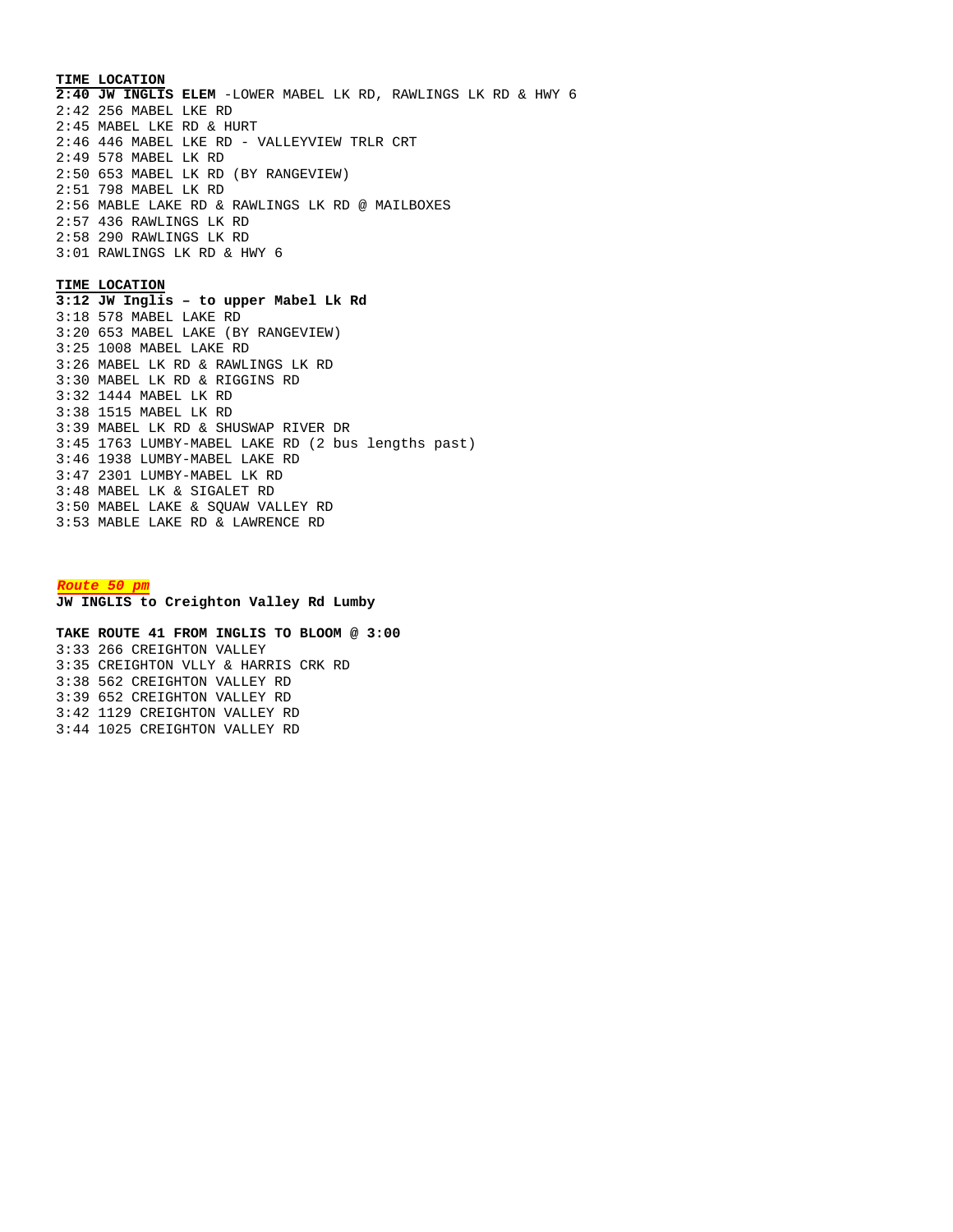**TIME LOCATION**

**2:40 JW INGLIS ELEM** -LOWER MABEL LK RD, RAWLINGS LK RD & HWY 6
2:42 256 MABEL LKE RD
2:45 MABEL LKE RD & HURT
2:46 446 MABEL LKE RD - VALLEYVIEW TRLR CRT
2:49 578 MABEL LK RD
2:50 653 MABEL LK RD (BY RANGEVIEW)
2:51 798 MABEL LK RD
2:56 MABLE LAKE RD & RAWLINGS LK RD @ MAILBOXES
2:57 436 RAWLINGS LK RD
2:58 290 RAWLINGS LK RD
3:01 RAWLINGS LK RD & HWY 6

**TIME LOCATION**

**3:12 JW Inglis – to upper Mabel Lk Rd**
3:18 578 MABEL LAKE RD
3:20 653 MABEL LAKE (BY RANGEVIEW)
3:25 1008 MABEL LAKE RD
3:26 MABEL LK RD & RAWLINGS LK RD
3:30 MABEL LK RD & RIGGINS RD
3:32 1444 MABEL LK RD
3:38 1515 MABEL LK RD
3:39 MABEL LK RD & SHUSWAP RIVER DR
3:45 1763 LUMBY-MABEL LAKE RD (2 bus lengths past)
3:46 1938 LUMBY-MABEL LAKE RD
3:47 2301 LUMBY-MABEL LK RD
3:48 MABEL LK & SIGALET RD
3:50 MABEL LAKE & SQUAW VALLEY RD
3:53 MABLE LAKE RD & LAWRENCE RD

***Route 50 pm***

**JW INGLIS to Creighton Valley Rd Lumby**

**TAKE ROUTE 41 FROM INGLIS TO BLOOM @ 3:00**
3:33 266 CREIGHTON VALLEY
3:35 CREIGHTON VLLY & HARRIS CRK RD
3:38 562 CREIGHTON VALLEY RD
3:39 652 CREIGHTON VALLEY RD
3:42 1129 CREIGHTON VALLEY RD
3:44 1025 CREIGHTON VALLEY RD